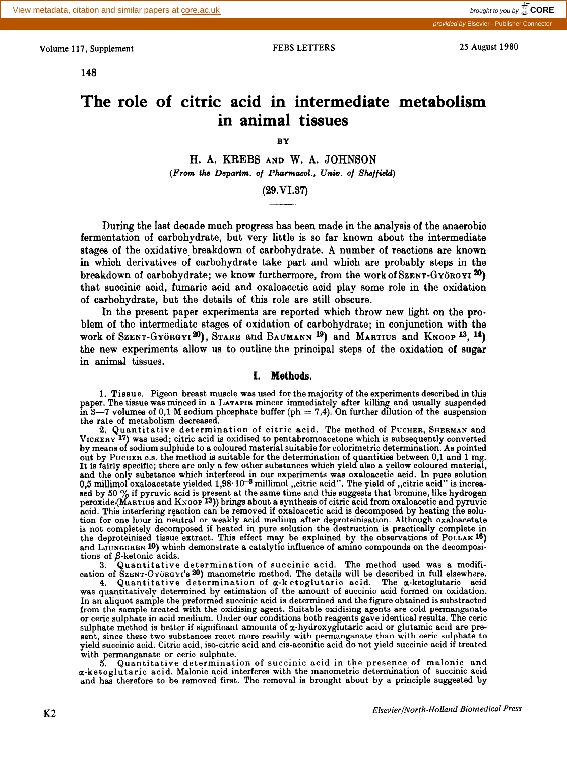# The role of citric acid in intermediate metabolism in animal tissues

BY

H. A. KREBS AND W. A. JOHNSON

*(From the Departm. of Pharmacol., Univ. of Sheffield)*

(29.VI.37)

During the last decade much progress has been made in the analysis of the anaerobic fermentation of carbohydrate, but very little is so far known about the intermediate stages of the oxidative breakdown of carbohydrate. A number of reactions are known in which derivatives of carbohydrate take part and which are probably steps in the breakdown of carbohydrate; we know furthermore, from the work of SZENT-GYÖRGYI [20]) that succinic acid, fumaric acid and oxaloacetic acid play some role in the oxidation of carbohydrate, but the details of this role are still obscure.

In the present paper experiments are reported which throw new light on the problem of the intermediate stages of oxidation of carbohydrate; in conjunction with the work of SZENT-GYÖRGYI [20]), STARE and BAUMANN [19]) and MARTIUS and KNOOP [13], [14]) the new experiments allow us to outline the principal steps of the oxidation of sugar in animal tissues.

## I. Methods.

1. Tissue. Pigeon breast muscle was used for the majority of the experiments described in this paper. The tissue was minced in a LATAPIE mincer immediately after killing and usually suspended in 3—7 volumes of 0,1 M sodium phosphate buffer (ph = 7,4). On further dilution of the suspension the rate of metabolism decreased.

2. Quantitative determination of citric acid. The method of PUCHER, SHERMAN and VICKERY [17]) was used; citric acid is oxidised to pentabromoacetone which is subsequently converted by means of sodium sulphide to a coloured material suitable for colorimetric determination. As pointed out by PUCHER c.s. the method is suitable for the determination of quantities between 0,1 and 1 mg. It is fairly specific; there are only a few other substances which yield also a yellow coloured material, and the only substance which interfered in our experiments was oxaloacetic acid. In pure solution 0,5 millimol oxaloacetate yielded $1{,}98 \cdot 10^{-3}$ millimol „citric acid". The yield of „citric acid" is increased by 50 % if pyruvic acid is present at the same time and this suggests that bromine, like hydrogen peroxide (MARTIUS and KNOOP [13])) brings about a synthesis of citric acid from oxaloacetic and pyruvic acid. This interfering reaction can be removed if oxaloacetic acid is decomposed by heating the solution for one hour in neutral or weakly acid medium after deproteinisation. Although oxaloacetate is not completely decomposed if heated in pure solution the destruction is practically complete in the deproteinised tissue extract. This effect may be explained by the observations of POLLAK [16]) and LJUNGGREN [10]) which demonstrate a catalytic influence of amino compounds on the decompositions of $\beta$-ketonic acids.

3. Quantitative determination of succinic acid. The method used was a modification of SZENT-GYÖRGYI's [20]) manometric method. The details will be described in full elsewhere.

4. Quantitative determination of $\alpha$-ketoglutaric acid. The $\alpha$-ketoglutaric acid was quantitatively determined by estimation of the amount of succinic acid formed on oxidation. In an aliquot sample the preformed succinic acid is determined and the figure obtained is substracted from the sample treated with the oxidising agent. Suitable oxidising agents are cold permanganate or ceric sulphate in acid medium. Under our conditions both reagents gave identical results. The ceric sulphate method is better if significant amounts of $\alpha$-hydroxyglutaric acid or glutamic acid are present, since these two substances react more readily with permanganate than with ceric sulphate to yield succinic acid. Citric acid, iso-citric acid and cis-aconitic acid do not yield succinic acid if treated with permanganate or ceric sulphate.

5. Quantitative determination of succinic acid in the presence of malonic and $\alpha$-ketoglutaric acid. Malonic acid interferes with the manometric determination of succinic acid and has therefore to be removed first. The removal is brought about by a principle suggested by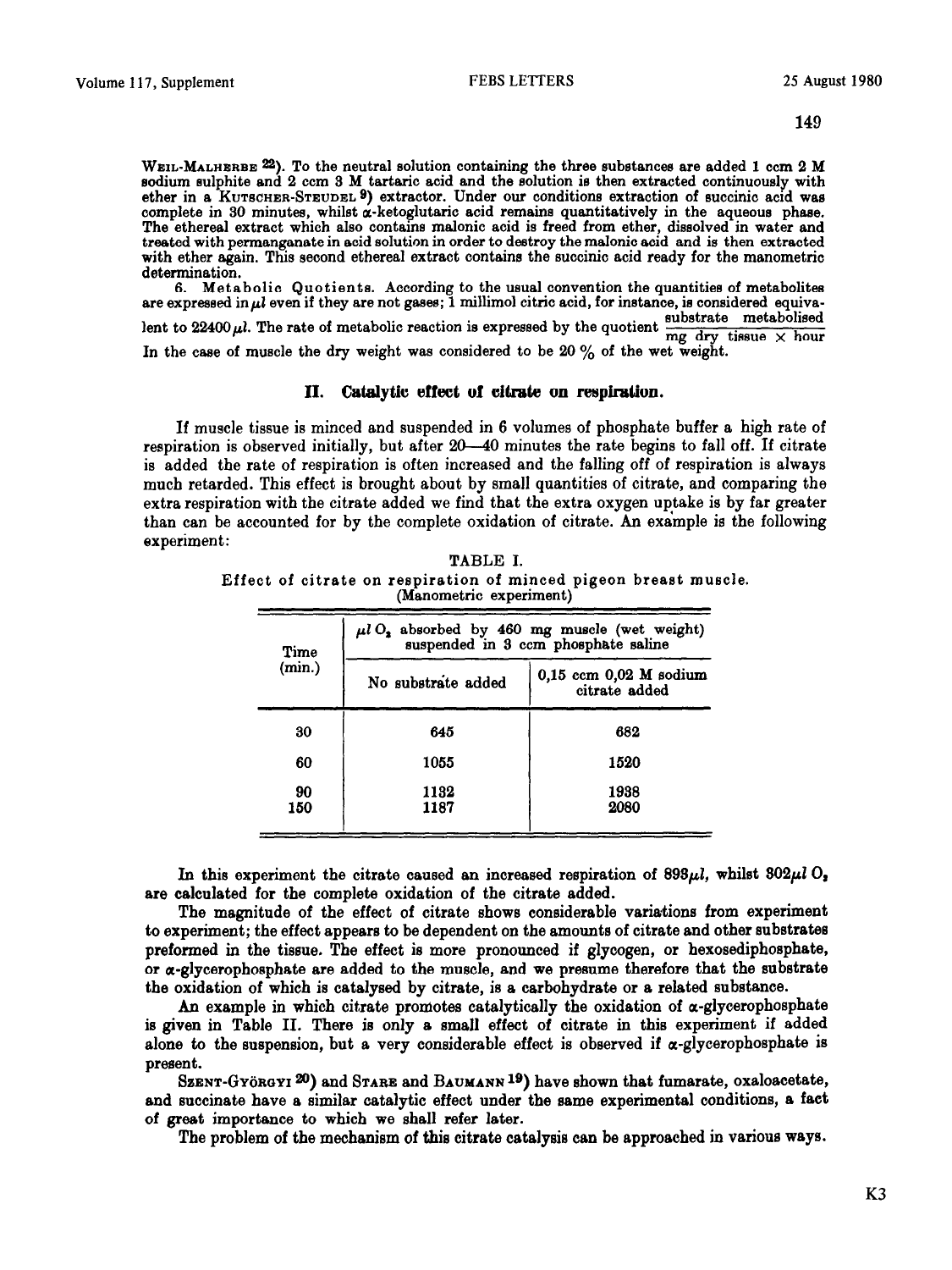WEIL-MALHERBE [22]). To the neutral solution containing the three substances are added 1 ccm 2 M sodium sulphite and 2 ccm 3 M tartaric acid and the solution is then extracted continuously with ether in a KUTSCHER-STEUDEL [9]) extractor. Under our conditions extraction of succinic acid was complete in 30 minutes, whilst α-ketoglutaric acid remains quantitatively in the aqueous phase. The ethereal extract which also contains malonic acid is freed from ether, dissolved in water and treated with permanganate in acid solution in order to destroy the malonic acid and is then extracted with ether again. This second ethereal extract contains the succinic acid ready for the manometric determination.

6. Metabolic Quotients. According to the usual convention the quantities of metabolites are expressed in $\mu l$ even if they are not gases; 1 millimol citric acid, for instance, is considered equivalent to 22400 $\mu l$. The rate of metabolic reaction is expressed by the quotient $\frac{\text{substrate metabolised}}{\text{mg dry tissue} \times \text{hour}}$ In the case of muscle the dry weight was considered to be 20 % of the wet weight.

## II. Catalytic effect of citrate on respiration.

If muscle tissue is minced and suspended in 6 volumes of phosphate buffer a high rate of respiration is observed initially, but after 20—40 minutes the rate begins to fall off. If citrate is added the rate of respiration is often increased and the falling off of respiration is always much retarded. This effect is brought about by small quantities of citrate, and comparing the extra respiration with the citrate added we find that the extra oxygen uptake is by far greater than can be accounted for by the complete oxidation of citrate. An example is the following experiment:

TABLE I.
Effect of citrate on respiration of minced pigeon breast muscle.
(Manometric experiment)

| Time (min.) | $\mu l$ $O_2$ absorbed by 460 mg muscle (wet weight) suspended in 3 ccm phosphate saline | |
|---|---|---|
| | No substrate added | 0,15 ccm 0,02 M sodium citrate added |
| 30 | 645 | 682 |
| 60 | 1055 | 1520 |
| 90 | 1132 | 1938 |
| 150 | 1187 | 2080 |

In this experiment the citrate caused an increased respiration of 893 $\mu l$, whilst 302 $\mu l$ $O_2$ are calculated for the complete oxidation of the citrate added.

The magnitude of the effect of citrate shows considerable variations from experiment to experiment; the effect appears to be dependent on the amounts of citrate and other substrates preformed in the tissue. The effect is more pronounced if glycogen, or hexosediphosphate, or α-glycerophosphate are added to the muscle, and we presume therefore that the substrate the oxidation of which is catalysed by citrate, is a carbohydrate or a related substance.

An example in which citrate promotes catalytically the oxidation of α-glycerophosphate is given in Table II. There is only a small effect of citrate in this experiment if added alone to the suspension, but a very considerable effect is observed if α-glycerophosphate is present.

SZENT-GYÖRGYI [20]) and STARE and BAUMANN [19]) have shown that fumarate, oxaloacetate, and succinate have a similar catalytic effect under the same experimental conditions, a fact of great importance to which we shall refer later.

The problem of the mechanism of this citrate catalysis can be approached in various ways.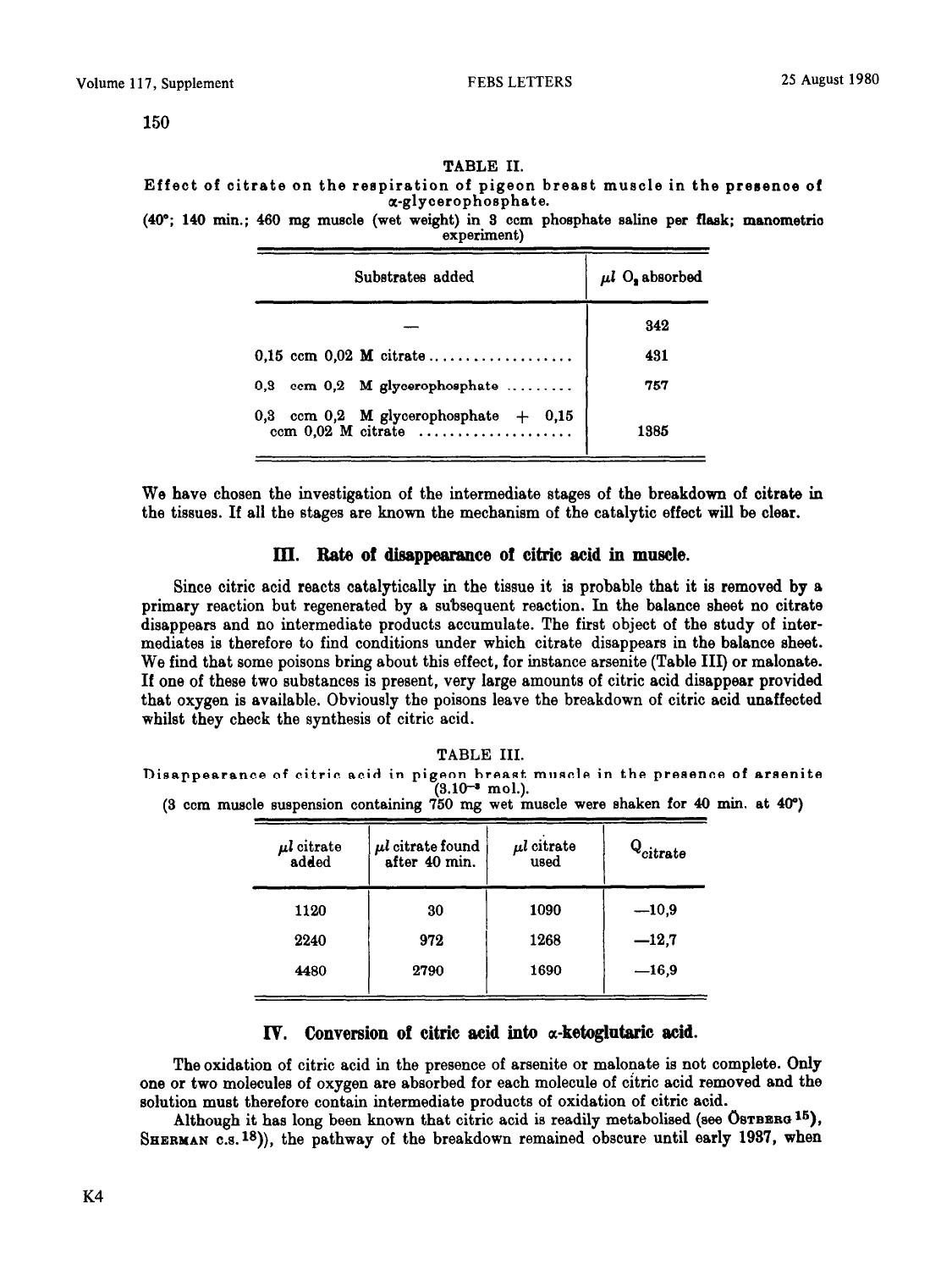TABLE II.

Effect of citrate on the respiration of pigeon breast muscle in the presence of α-glycerophosphate.

(40°; 140 min.; 460 mg muscle (wet weight) in 3 ccm phosphate saline per flask; manometric experiment)

| Substrates added | $\mu l$ $O_2$ absorbed |
|---|---|
| — | 342 |
| 0,15 ccm 0,02 M citrate .................. | 431 |
| 0,3 ccm 0,2 M glycerophosphate ......... | 757 |
| 0,3 ccm 0,2 M glycerophosphate + 0,15 ccm 0,02 M citrate .................... | 1385 |

We have chosen the investigation of the intermediate stages of the breakdown of citrate in the tissues. If all the stages are known the mechanism of the catalytic effect will be clear.

## III. Rate of disappearance of citric acid in muscle.

Since citric acid reacts catalytically in the tissue it is probable that it is removed by a primary reaction but regenerated by a subsequent reaction. In the balance sheet no citrate disappears and no intermediate products accumulate. The first object of the study of intermediates is therefore to find conditions under which citrate disappears in the balance sheet. We find that some poisons bring about this effect, for instance arsenite (Table III) or malonate. If one of these two substances is present, very large amounts of citric acid disappear provided that oxygen is available. Obviously the poisons leave the breakdown of citric acid unaffected whilst they check the synthesis of citric acid.

TABLE III.

Disappearance of citric acid in pigeon breast muscle in the presence of arsenite ($3.10^{-3}$ mol.).

(3 ccm muscle suspension containing 750 mg wet muscle were shaken for 40 min. at 40°)

| $\mu l$ citrate added | $\mu l$ citrate found after 40 min. | $\mu l$ citrate used | $Q_{citrate}$ |
|---|---|---|---|
| 1120 | 30 | 1090 | —10,9 |
| 2240 | 972 | 1268 | —12,7 |
| 4480 | 2790 | 1690 | —16,9 |

## IV. Conversion of citric acid into α-ketoglutaric acid.

The oxidation of citric acid in the presence of arsenite or malonate is not complete. Only one or two molecules of oxygen are absorbed for each molecule of citric acid removed and the solution must therefore contain intermediate products of oxidation of citric acid.

Although it has long been known that citric acid is readily metabolised (see ÖSTBERG [15]), SHERMAN c.s. [18])), the pathway of the breakdown remained obscure until early 1937, when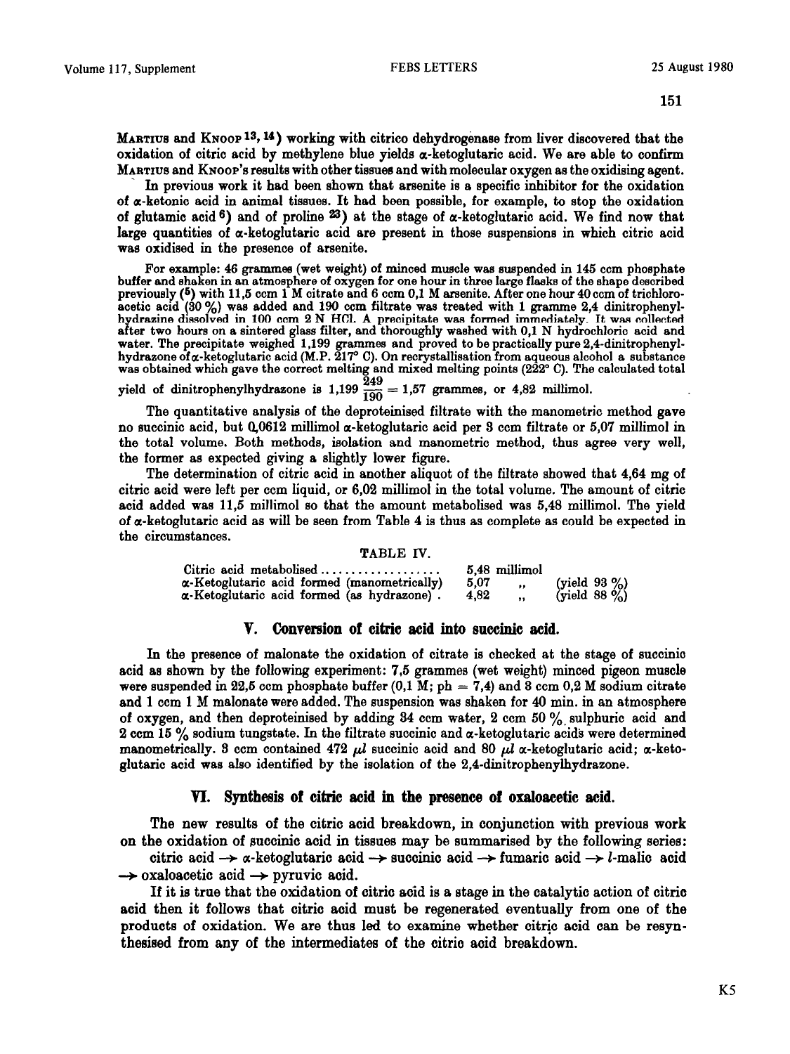Martius and Knoop[13, 14]) working with citrico dehydrogenase from liver discovered that the oxidation of citric acid by methylene blue yields α-ketoglutaric acid. We are able to confirm Martius and Knoop's results with other tissues and with molecular oxygen as the oxidising agent.

In previous work it had been shown that arsenite is a specific inhibitor for the oxidation of α-ketonic acid in animal tissues. It had been possible, for example, to stop the oxidation of glutamic acid[6]) and of proline[23]) at the stage of α-ketoglutaric acid. We find now that large quantities of α-ketoglutaric acid are present in those suspensions in which citric acid was oxidised in the presence of arsenite.

For example: 46 grammes (wet weight) of minced muscle was suspended in 145 ccm phosphate buffer and shaken in an atmosphere of oxygen for one hour in three large flasks of the shape described previously ([5]) with 11,5 ccm 1 M citrate and 6 ccm 0,1 M arsenite. After one hour 40 ccm of trichloroacetic acid (30 %) was added and 190 ccm filtrate was treated with 1 gramme 2,4 dinitrophenylhydrazine dissolved in 100 ccm 2 N HCl. A precipitate was formed immediately. It was collected after two hours on a sintered glass filter, and thoroughly washed with 0,1 N hydrochloric acid and water. The precipitate weighed 1,199 grammes and proved to be practically pure 2,4-dinitrophenylhydrazone of α-ketoglutaric acid (M.P. 217° C). On recrystallisation from aqueous alcohol a substance was obtained which gave the correct melting and mixed melting points (222° C). The calculated total yield of dinitrophenylhydrazone is $1{,}199 \frac{249}{190} = 1{,}57$ grammes, or 4,82 millimol.

The quantitative analysis of the deproteinised filtrate with the manometric method gave no succinic acid, but 0,0612 millimol α-ketoglutaric acid per 3 ccm filtrate or 5,07 millimol in the total volume. Both methods, isolation and manometric method, thus agree very well, the former as expected giving a slightly lower figure.

The determination of citric acid in another aliquot of the filtrate showed that 4,64 mg of citric acid were left per ccm liquid, or 6,02 millimol in the total volume. The amount of citric acid added was 11,5 millimol so that the amount metabolised was 5,48 millimol. The yield of α-ketoglutaric acid as will be seen from Table 4 is thus as complete as could be expected in the circumstances.

TABLE IV.

| | | |
|---|---|---|
| Citric acid metabolised .................. | 5,48 millimol | |
| α-Ketoglutaric acid formed (manometrically) | 5,07 ,, | (yield 93 %) |
| α-Ketoglutaric acid formed (as hydrazone) . | 4,82 ,, | (yield 88 %) |

## V. Conversion of citric acid into succinic acid.

In the presence of malonate the oxidation of citrate is checked at the stage of succinic acid as shown by the following experiment: 7,5 grammes (wet weight) minced pigeon muscle were suspended in 22,5 ccm phosphate buffer (0,1 M; ph = 7,4) and 3 ccm 0,2 M sodium citrate and 1 ccm 1 M malonate were added. The suspension was shaken for 40 min. in an atmosphere of oxygen, and then deproteinised by adding 34 ccm water, 2 ccm 50 % sulphuric acid and 2 ccm 15 % sodium tungstate. In the filtrate succinic and α-ketoglutaric acids were determined manometrically. 3 ccm contained 472 μl succinic acid and 80 μl α-ketoglutaric acid; α-ketoglutaric acid was also identified by the isolation of the 2,4-dinitrophenylhydrazone.

## VI. Synthesis of citric acid in the presence of oxaloacetic acid.

The new results of the citric acid breakdown, in conjunction with previous work on the oxidation of succinic acid in tissues may be summarised by the following series:

citric acid → α-ketoglutaric acid → succinic acid → fumaric acid → *l*-malic acid → oxaloacetic acid → pyruvic acid.

If it is true that the oxidation of citric acid is a stage in the catalytic action of citric acid then it follows that citric acid must be regenerated eventually from one of the products of oxidation. We are thus led to examine whether citric acid can be resynthesised from any of the intermediates of the citric acid breakdown.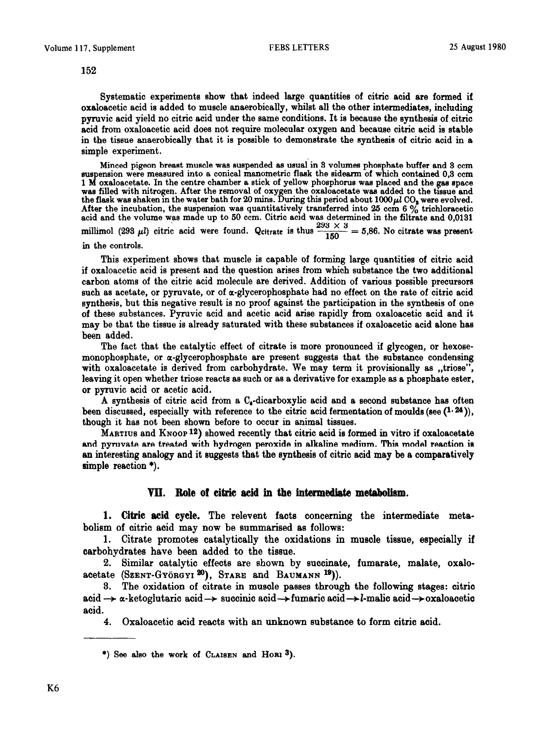152

Systematic experiments show that indeed large quantities of citric acid are formed if oxaloacetic acid is added to muscle anaerobically, whilst all the other intermediates, including pyruvic acid yield no citric acid under the same conditions. It is because the synthesis of citric acid from oxaloacetic acid does not require molecular oxygen and because citric acid is stable in the tissue anaerobically that it is possible to demonstrate the synthesis of citric acid in a simple experiment.

Minced pigeon breast muscle was suspended as usual in 3 volumes phosphate buffer and 3 ccm suspension were measured into a conical manometric flask the sidearm of which contained 0,3 ccm 1 M oxaloacetate. In the centre chamber a stick of yellow phosphorus was placed and the gas space was filled with nitrogen. After the removal of oxygen the oxaloacetate was added to the tissue and the flask was shaken in the water bath for 20 mins. During this period about 1000 $\mu l$ $CO_2$ were evolved. After the incubation, the suspension was quantitatively transferred into 25 ccm 6 % trichloracetic acid and the volume was made up to 50 ccm. Citric acid was determined in the filtrate and 0,0131 millimol (293 $\mu l$) citric acid were found. $Q_{citrate}$ is thus $\frac{293 \times 3}{150} = 5{,}86$. No citrate was present in the controls.

This experiment shows that muscle is capable of forming large quantities of citric acid if oxaloacetic acid is present and the question arises from which substance the two additional carbon atoms of the citric acid molecule are derived. Addition of various possible precursors such as acetate, or pyruvate, or of α-glycerophosphate had no effect on the rate of citric acid synthesis, but this negative result is no proof against the participation in the synthesis of one of these substances. Pyruvic acid and acetic acid arise rapidly from oxaloacetic acid and it may be that the tissue is already saturated with these substances if oxaloacetic acid alone has been added.

The fact that the catalytic effect of citrate is more pronounced if glycogen, or hexosemonophosphate, or α-glycerophosphate are present suggests that the substance condensing with oxaloacetate is derived from carbohydrate. We may term it provisionally as „triose", leaving it open whether triose reacts as such or as a derivative for example as a phosphate ester, or pyruvic acid or acetic acid.

A synthesis of citric acid from a $C_4$-dicarboxylic acid and a second substance has often been discussed, especially with reference to the citric acid fermentation of moulds (see [1, 24]), though it has not been shown before to occur in animal tissues.

MARTIUS and KNOOP [12]) showed recently that citric acid is formed in vitro if oxaloacetate and pyruvate are treated with hydrogen peroxide in alkaline medium. This model reaction is an interesting analogy and it suggests that the synthesis of citric acid may be a comparatively simple reaction *).

## VII. Role of citric acid in the intermediate metabolism.

**1. Citric acid cycle.** The relevent facts concerning the intermediate metabolism of citric acid may now be summarised as follows:

1. Citrate promotes catalytically the oxidations in muscle tissue, especially if carbohydrates have been added to the tissue.
2. Similar catalytic effects are shown by succinate, fumarate, malate, oxaloacetate (SZENT-GYÖRGYI [20]), STARE and BAUMANN [19])).
3. The oxidation of citrate in muscle passes through the following stages: citric acid → α-ketoglutaric acid → succinic acid → fumaric acid → *l*-malic acid → oxaloacetic acid.
4. Oxaloacetic acid reacts with an unknown substance to form citric acid.

---

*) See also the work of CLAISEN and HORI [3]).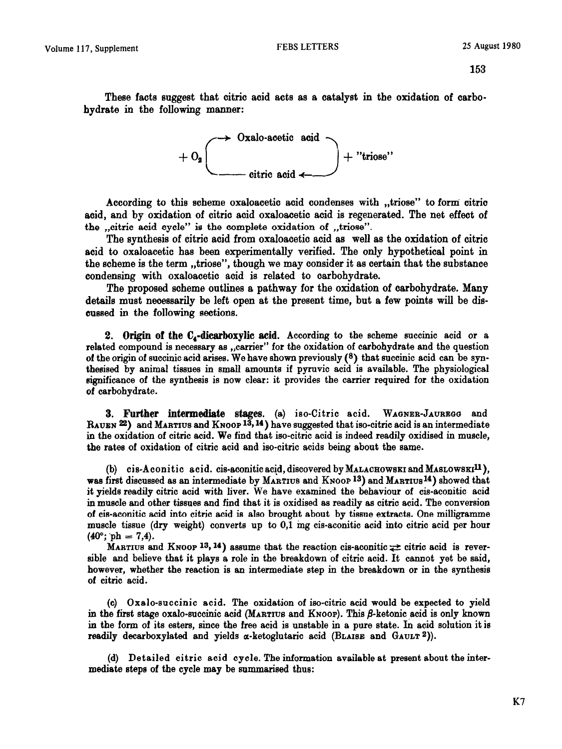These facts suggest that citric acid acts as a catalyst in the oxidation of carbohydrate in the following manner:

$$+ O_2 \left( \begin{array}{c} \longrightarrow \text{Oxalo-acetic acid} \searrow \\ \\ \swarrow \text{citric acid} \longleftarrow \end{array} \right) + \text{"triose"}$$

According to this scheme oxaloacetic acid condenses with „triose" to form citric acid, and by oxidation of citric acid oxaloacetic acid is regenerated. The net effect of the „citric acid cycle" is the complete oxidation of „triose".

The synthesis of citric acid from oxaloacetic acid as well as the oxidation of citric acid to oxaloacetic has been experimentally verified. The only hypothetical point in the scheme is the term „triose", though we may consider it as certain that the substance condensing with oxaloacetic acid is related to carbohydrate.

The proposed scheme outlines a pathway for the oxidation of carbohydrate. Many details must necessarily be left open at the present time, but a few points will be discussed in the following sections.

**2. Origin of the $C_4$-dicarboxylic acid.** According to the scheme succinic acid or a related compound is necessary as „carrier" for the oxidation of carbohydrate and the question of the origin of succinic acid arises. We have shown previously (8) that succinic acid can be synthesised by animal tissues in small amounts if pyruvic acid is available. The physiological significance of the synthesis is now clear: it provides the carrier required for the oxidation of carbohydrate.

**3. Further intermediate stages.** (a) iso-Citric acid. Wagner-Jauregg and Rauen [22]) and Martius and Knoop [13, 14]) have suggested that iso-citric acid is an intermediate in the oxidation of citric acid. We find that iso-citric acid is indeed readily oxidised in muscle, the rates of oxidation of citric acid and iso-citric acids being about the same.

(b) cis-Aconitic acid. cis-aconitic acid, discovered by Malachowski and Maslowski[11]), was first discussed as an intermediate by Martius and Knoop [13]) and Martius[14]) showed that it yields readily citric acid with liver. We have examined the behaviour of cis-aconitic acid in muscle and other tissues and find that it is oxidised as readily as citric acid. The conversion of cis-aconitic acid into citric acid is also brought about by tissue extracts. One milligramme muscle tissue (dry weight) converts up to 0,1 mg cis-aconitic acid into citric acid per hour (40°; ph = 7,4).

Martius and Knoop [13, 14]) assume that the reaction cis-aconitic $\rightleftarrows$ citric acid is reversible and believe that it plays a role in the breakdown of citric acid. It cannot yet be said, however, whether the reaction is an intermediate step in the breakdown or in the synthesis of citric acid.

(c) Oxalo-succinic acid. The oxidation of iso-citric acid would be expected to yield in the first stage oxalo-succinic acid (Martius and Knoop). This $\beta$-ketonic acid is only known in the form of its esters, since the free acid is unstable in a pure state. In acid solution it is readily decarboxylated and yields $\alpha$-ketoglutaric acid (Blaise and Gault [2])).

(d) Detailed citric acid cycle. The information available at present about the intermediate steps of the cycle may be summarised thus: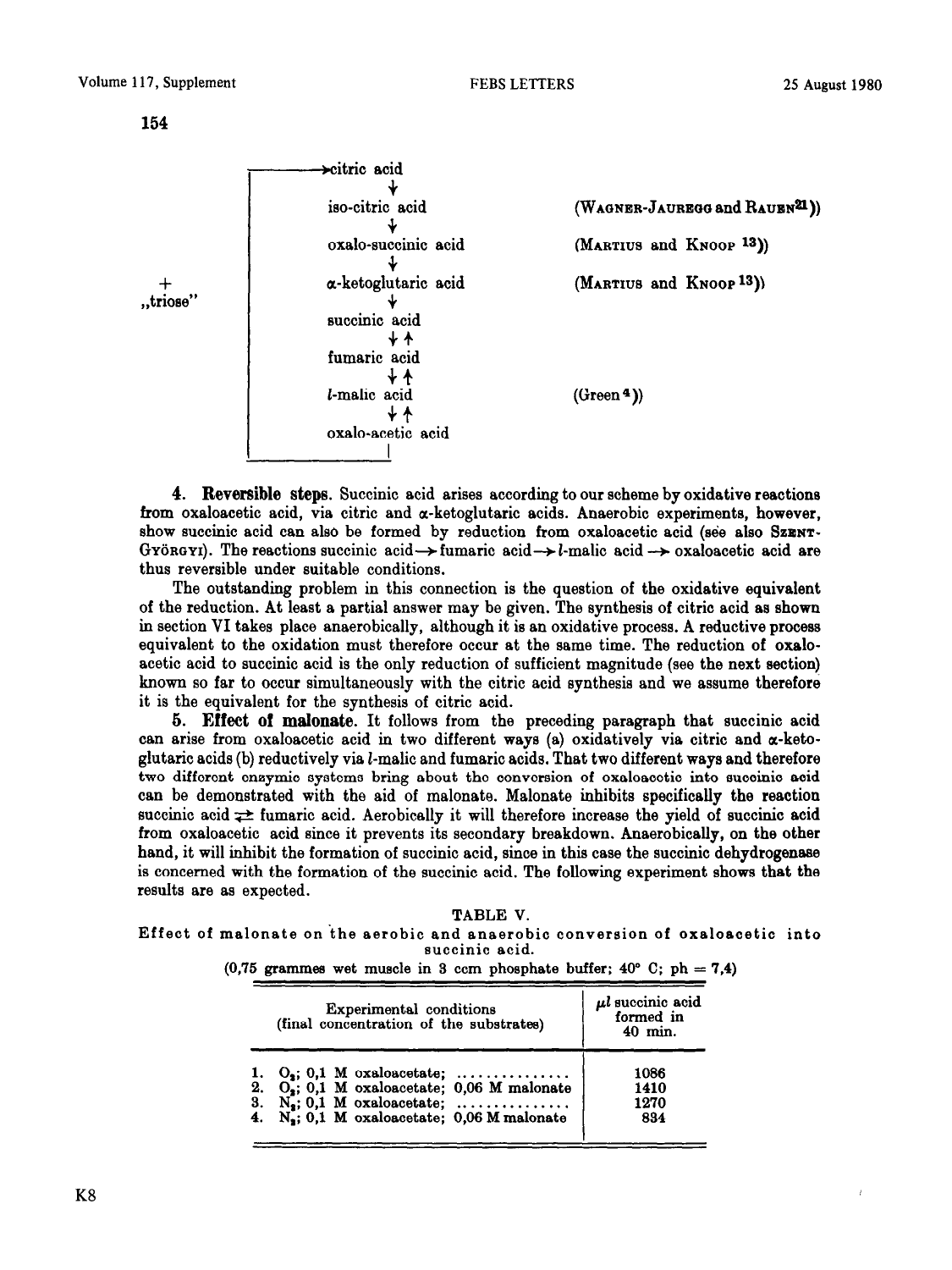```
┌──────────→citric acid
│              ↓
│           iso-citric acid              (WAGNER-JAUREGG and RAUEN[21])
│              ↓
│           oxalo-succinic acid          (MARTIUS and KNOOP [13])
│              ↓
+    │           α-ketoglutaric acid          (MARTIUS and KNOOP [13])
„triose"  │              ↓
│           succinic acid
│              ↓↑
│           fumaric acid
│              ↓↑
│           l-malic acid                 (Green [4])
│              ↓↑
│           oxalo-acetic acid
│              │
└──────────────┘
```

**4. Reversible steps.** Succinic acid arises according to our scheme by oxidative reactions from oxaloacetic acid, via citric and α-ketoglutaric acids. Anaerobic experiments, however, show succinic acid can also be formed by reduction from oxaloacetic acid (see also SZENT-GYÖRGYI). The reactions succinic acid → fumaric acid → *l*-malic acid → oxaloacetic acid are thus reversible under suitable conditions.

The outstanding problem in this connection is the question of the oxidative equivalent of the reduction. At least a partial answer may be given. The synthesis of citric acid as shown in section VI takes place anaerobically, although it is an oxidative process. A reductive process equivalent to the oxidation must therefore occur at the same time. The reduction of oxaloacetic acid to succinic acid is the only reduction of sufficient magnitude (see the next section) known so far to occur simultaneously with the citric acid synthesis and we assume therefore it is the equivalent for the synthesis of citric acid.

**5. Effect of malonate.** It follows from the preceding paragraph that succinic acid can arise from oxaloacetic acid in two different ways (a) oxidatively via citric and α-ketoglutaric acids (b) reductively via *l*-malic and fumaric acids. That two different ways and therefore two different enzymic systems bring about the conversion of oxaloacetic into succinic acid can be demonstrated with the aid of malonate. Malonate inhibits specifically the reaction succinic acid ⇄ fumaric acid. Aerobically it will therefore increase the yield of succinic acid from oxaloacetic acid since it prevents its secondary breakdown. Anaerobically, on the other hand, it will inhibit the formation of succinic acid, since in this case the succinic dehydrogenase is concerned with the formation of the succinic acid. The following experiment shows that the results are as expected.

TABLE V.

Effect of malonate on the aerobic and anaerobic conversion of oxaloacetic into succinic acid.

(0,75 grammes wet muscle in 3 ccm phosphate buffer; 40° C; ph = 7,4)

| Experimental conditions (final concentration of the substrates) | $\mu l$ succinic acid formed in 40 min. |
|---|---|
| 1. $O_2$; 0,1 M oxaloacetate; ............... | 1086 |
| 2. $O_2$; 0,1 M oxaloacetate; 0,06 M malonate | 1410 |
| 3. $N_2$; 0,1 M oxaloacetate; ............... | 1270 |
| 4. $N_2$; 0,1 M oxaloacetate; 0,06 M malonate | 834 |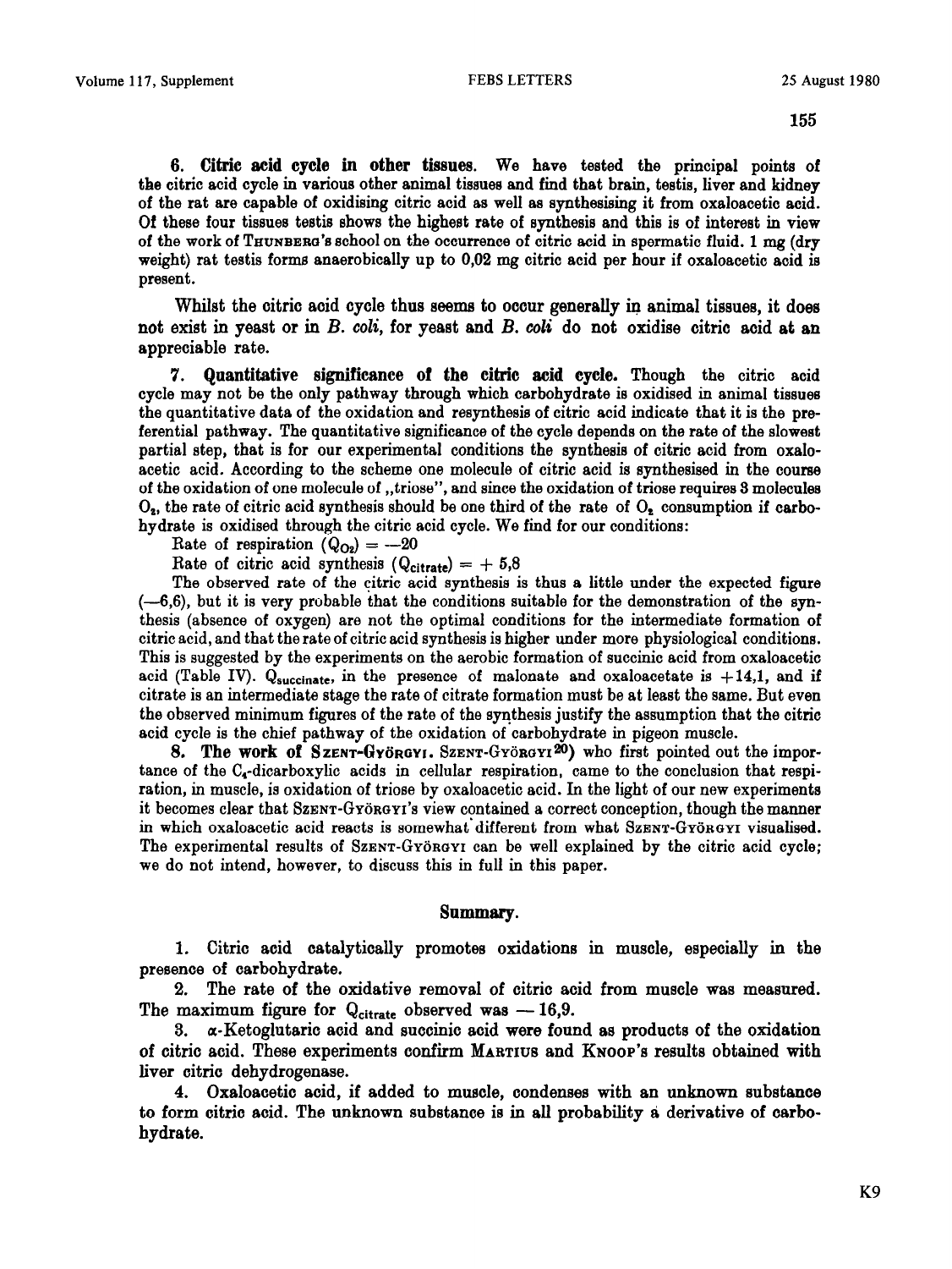**6. Citric acid cycle in other tissues.** We have tested the principal points of the citric acid cycle in various other animal tissues and find that brain, testis, liver and kidney of the rat are capable of oxidising citric acid as well as synthesising it from oxaloacetic acid. Of these four tissues testis shows the highest rate of synthesis and this is of interest in view of the work of THUNBERG's school on the occurrence of citric acid in spermatic fluid. 1 mg (dry weight) rat testis forms anaerobically up to 0,02 mg citric acid per hour if oxaloacetic acid is present.

Whilst the citric acid cycle thus seems to occur generally in animal tissues, it does not exist in yeast or in *B. coli*, for yeast and *B. coli* do not oxidise citric acid at an appreciable rate.

**7. Quantitative significance of the citric acid cycle.** Though the citric acid cycle may not be the only pathway through which carbohydrate is oxidised in animal tissues the quantitative data of the oxidation and resynthesis of citric acid indicate that it is the preferential pathway. The quantitative significance of the cycle depends on the rate of the slowest partial step, that is for our experimental conditions the synthesis of citric acid from oxaloacetic acid. According to the scheme one molecule of citric acid is synthesised in the course of the oxidation of one molecule of „triose", and since the oxidation of triose requires 3 molecules $O_2$, the rate of citric acid synthesis should be one third of the rate of $O_2$ consumption if carbohydrate is oxidised through the citric acid cycle. We find for our conditions:

Rate of respiration ($Q_{O_2}$) = —20

Rate of citric acid synthesis ($Q_{citrate}$) = + 5,8

The observed rate of the citric acid synthesis is thus a little under the expected figure (—6,6), but it is very probable that the conditions suitable for the demonstration of the synthesis (absence of oxygen) are not the optimal conditions for the intermediate formation of citric acid, and that the rate of citric acid synthesis is higher under more physiological conditions. This is suggested by the experiments on the aerobic formation of succinic acid from oxaloacetic acid (Table IV). $Q_{succinate}$, in the presence of malonate and oxaloacetate is +14,1, and if citrate is an intermediate stage the rate of citrate formation must be at least the same. But even the observed minimum figures of the rate of the synthesis justify the assumption that the citric acid cycle is the chief pathway of the oxidation of carbohydrate in pigeon muscle.

**8. The work of SZENT-GYÖRGYI.** SZENT-GYÖRGYI[20]) who first pointed out the importance of the $C_4$-dicarboxylic acids in cellular respiration, came to the conclusion that respiration, in muscle, is oxidation of triose by oxaloacetic acid. In the light of our new experiments it becomes clear that SZENT-GYÖRGYI's view contained a correct conception, though the manner in which oxaloacetic acid reacts is somewhat different from what SZENT-GYÖRGYI visualised. The experimental results of SZENT-GYÖRGYI can be well explained by the citric acid cycle; we do not intend, however, to discuss this in full in this paper.

## Summary.

1. Citric acid catalytically promotes oxidations in muscle, especially in the presence of carbohydrate.

2. The rate of the oxidative removal of citric acid from muscle was measured. The maximum figure for $Q_{citrate}$ observed was — 16,9.

3. $\alpha$-Ketoglutaric acid and succinic acid were found as products of the oxidation of citric acid. These experiments confirm MARTIUS and KNOOP's results obtained with liver citric dehydrogenase.

4. Oxaloacetic acid, if added to muscle, condenses with an unknown substance to form citric acid. The unknown substance is in all probability a derivative of carbohydrate.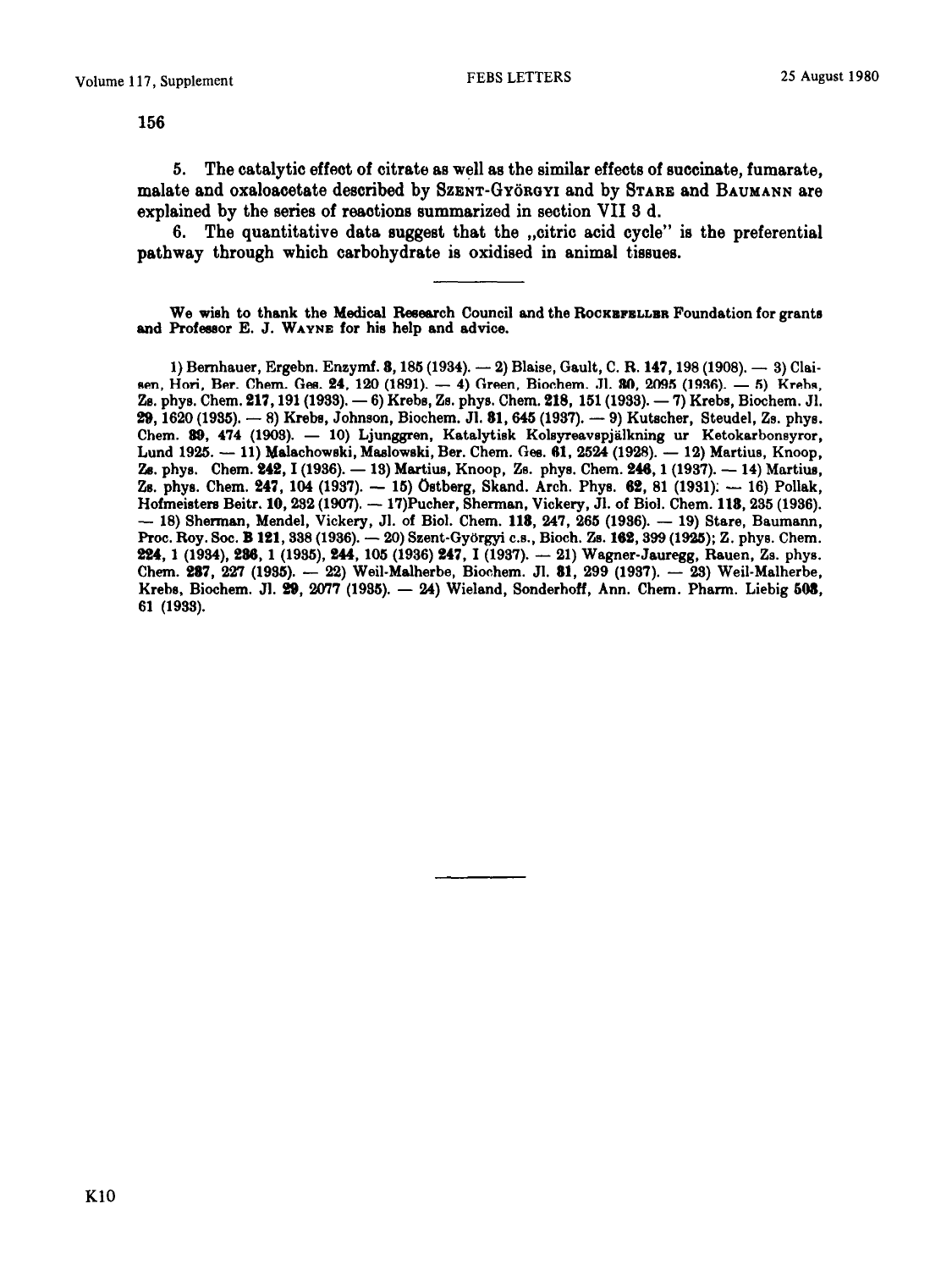156

5. The catalytic effect of citrate as well as the similar effects of succinate, fumarate, malate and oxaloacetate described by SZENT-GYÖRGYI and by STARE and BAUMANN are explained by the series of reactions summarized in section VII 3 d.

6. The quantitative data suggest that the „citric acid cycle" is the preferential pathway through which carbohydrate is oxidised in animal tissues.

---

We wish to thank the Medical Research Council and the ROCKEFELLER Foundation for grants and Professor E. J. WAYNE for his help and advice.

1) Bernhauer, Ergebn. Enzymf. **3**, 185 (1934). — 2) Blaise, Gault, C. R. **147**, 198 (1908). — 3) Claisen, Hori, Ber. Chem. Ges. **24**, 120 (1891). — 4) Green, Biochem. Jl. **30**, 2095 (1936). — 5) Krebs, Zs. phys. Chem. **217**, 191 (1933). — 6) Krebs, Zs. phys. Chem. **218**, 151 (1933). — 7) Krebs, Biochem. Jl. **29**, 1620 (1935). — 8) Krebs, Johnson, Biochem. Jl. **31**, 645 (1937). — 9) Kutscher, Steudel, Zs. phys. Chem. **39**, 474 (1903). — 10) Ljunggren, Katalytisk Kolsyreavspjälkning ur Ketokarbonsyror, Lund 1925. — 11) Malachowski, Maslowski, Ber. Chem. Ges. **61**, 2524 (1928). — 12) Martius, Knoop, Zs. phys. Chem. **242**, I (1936). — 13) Martius, Knoop, Zs. phys. Chem. **246**, 1 (1937). — 14) Martius, Zs. phys. Chem. **247**, 104 (1937). — 15) Östberg, Skand. Arch. Phys. **62**, 81 (1931). — 16) Pollak, Hofmeisters Beitr. **10**, 232 (1907). — 17) Pucher, Sherman, Vickery, Jl. of Biol. Chem. **113**, 235 (1936). — 18) Sherman, Mendel, Vickery, Jl. of Biol. Chem. **113**, 247, 265 (1936). — 19) Stare, Baumann, Proc. Roy. Soc. **B 121**, 338 (1936). — 20) Szent-Györgyi c.s., Bioch. Zs. **162**, 399 (1925); Z. phys. Chem. **224**, 1 (1934), **236**, 1 (1935), **244**, 105 (1936) **247**, I (1937). — 21) Wagner-Jauregg, Rauen, Zs. phys. Chem. **237**, 227 (1935). — 22) Weil-Malherbe, Biochem. Jl. **31**, 299 (1937). — 23) Weil-Malherbe, Krebs, Biochem. Jl. **29**, 2077 (1935). — 24) Wieland, Sonderhoff, Ann. Chem. Pharm. Liebig **503**, 61 (1933).

---